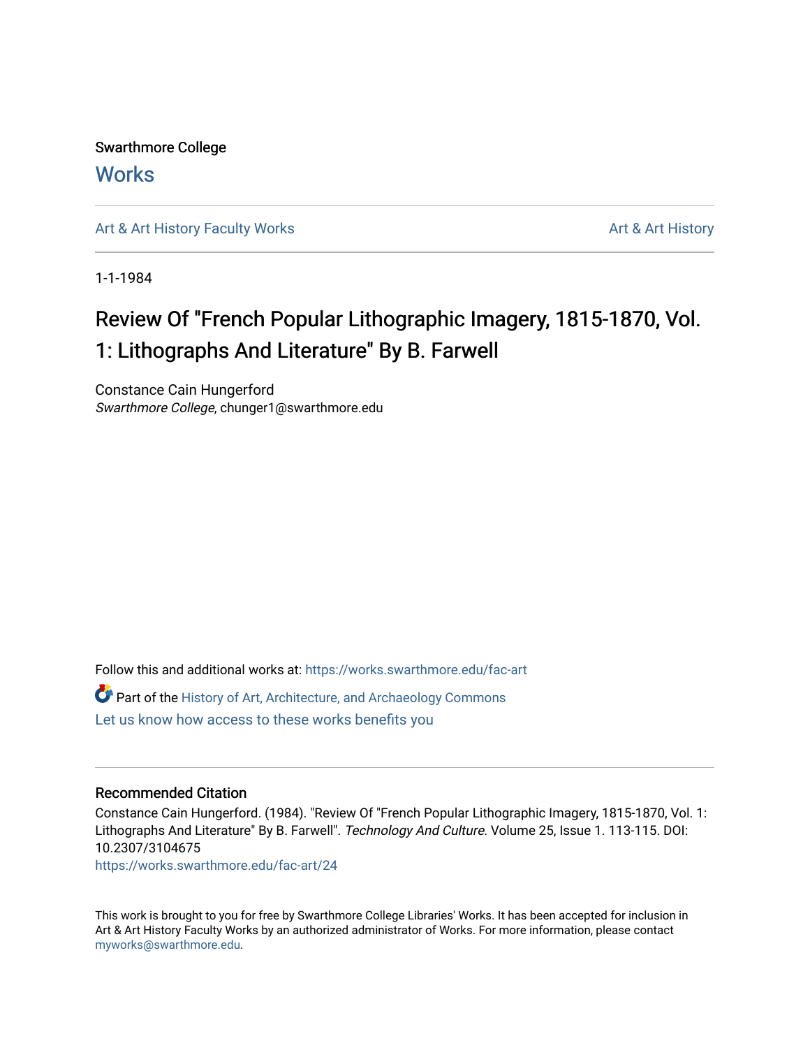Swarthmore College

# Works

Art & Art History Faculty Works

Art & Art History

1-1-1984

# Review Of "French Popular Lithographic Imagery, 1815-1870, Vol. 1: Lithographs And Literature" By B. Farwell

Constance Cain Hungerford
*Swarthmore College*, chunger1@swarthmore.edu

Follow this and additional works at: https://works.swarthmore.edu/fac-art

Part of the History of Art, Architecture, and Archaeology Commons

Let us know how access to these works benefits you

## Recommended Citation

Constance Cain Hungerford. (1984). "Review Of "French Popular Lithographic Imagery, 1815-1870, Vol. 1: Lithographs And Literature" By B. Farwell". *Technology And Culture*. Volume 25, Issue 1. 113-115. DOI: 10.2307/3104675

https://works.swarthmore.edu/fac-art/24

This work is brought to you for free by Swarthmore College Libraries' Works. It has been accepted for inclusion in Art & Art History Faculty Works by an authorized administrator of Works. For more information, please contact myworks@swarthmore.edu.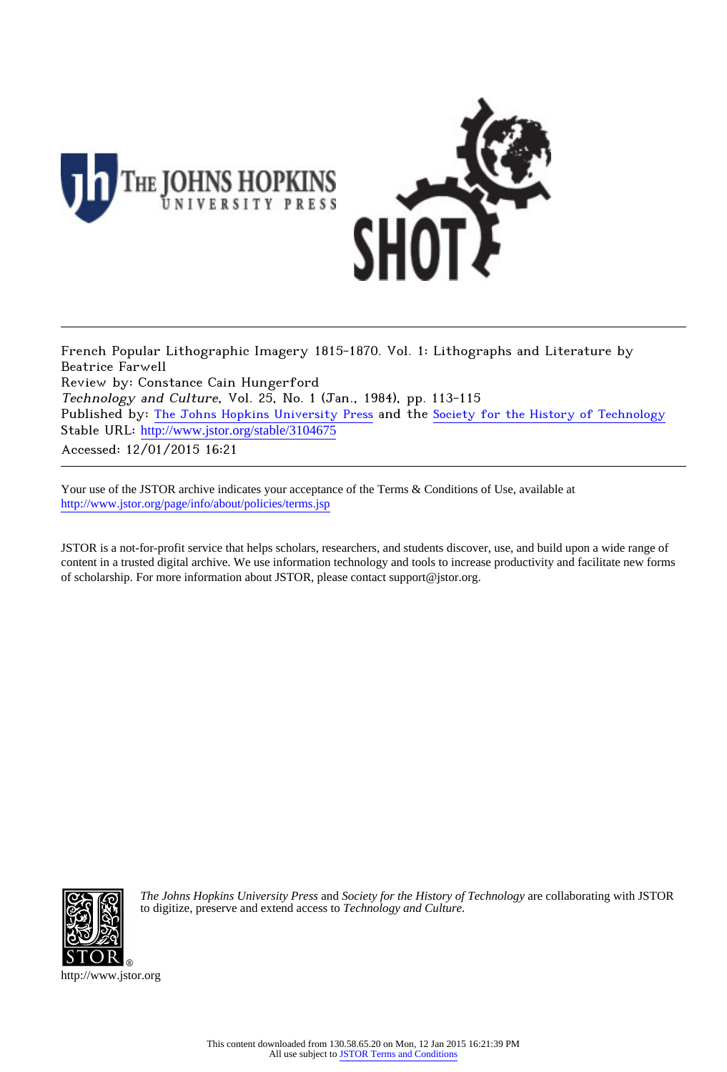French Popular Lithographic Imagery 1815-1870. Vol. 1: Lithographs and Literature by Beatrice Farwell

Review by: Constance Cain Hungerford

*Technology and Culture*, Vol. 25, No. 1 (Jan., 1984), pp. 113-115

Published by: The Johns Hopkins University Press and the Society for the History of Technology

Stable URL: http://www.jstor.org/stable/3104675

Accessed: 12/01/2015 16:21

---

Your use of the JSTOR archive indicates your acceptance of the Terms & Conditions of Use, available at http://www.jstor.org/page/info/about/policies/terms.jsp

JSTOR is a not-for-profit service that helps scholars, researchers, and students discover, use, and build upon a wide range of content in a trusted digital archive. We use information technology and tools to increase productivity and facilitate new forms of scholarship. For more information about JSTOR, please contact support@jstor.org.

*The Johns Hopkins University Press* and *Society for the History of Technology* are collaborating with JSTOR to digitize, preserve and extend access to *Technology and Culture*.

http://www.jstor.org

This content downloaded from 130.58.65.20 on Mon, 12 Jan 2015 16:21:39 PM
All use subject to JSTOR Terms and Conditions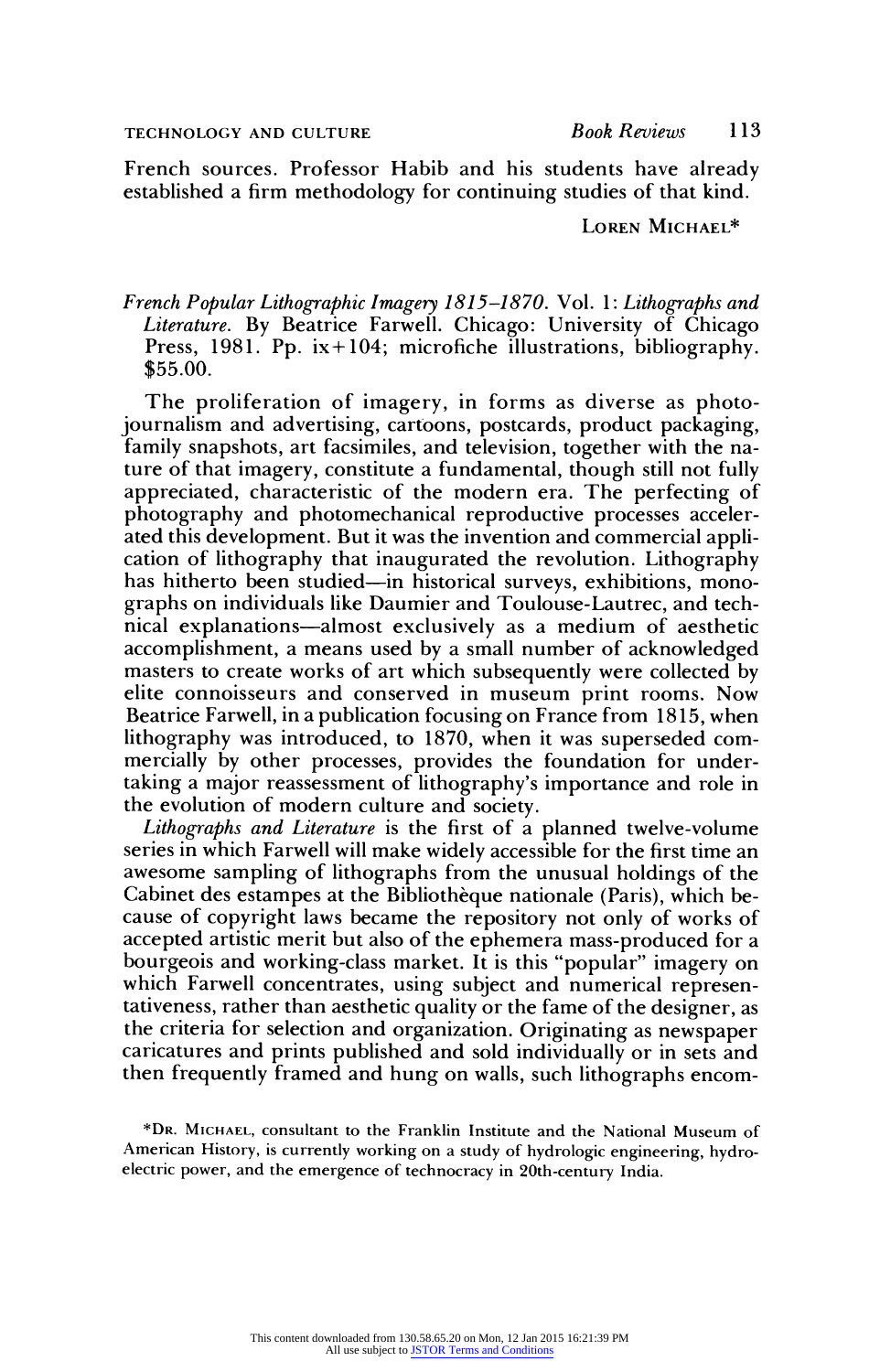French sources. Professor Habib and his students have already established a firm methodology for continuing studies of that kind.

LOREN MICHAEL*

*French Popular Lithographic Imagery 1815–1870*. Vol. 1: *Lithographs and Literature*. By Beatrice Farwell. Chicago: University of Chicago Press, 1981. Pp. ix+104; microfiche illustrations, bibliography. $55.00.

The proliferation of imagery, in forms as diverse as photojournalism and advertising, cartoons, postcards, product packaging, family snapshots, art facsimiles, and television, together with the nature of that imagery, constitute a fundamental, though still not fully appreciated, characteristic of the modern era. The perfecting of photography and photomechanical reproductive processes accelerated this development. But it was the invention and commercial application of lithography that inaugurated the revolution. Lithography has hitherto been studied—in historical surveys, exhibitions, monographs on individuals like Daumier and Toulouse-Lautrec, and technical explanations—almost exclusively as a medium of aesthetic accomplishment, a means used by a small number of acknowledged masters to create works of art which subsequently were collected by elite connoisseurs and conserved in museum print rooms. Now Beatrice Farwell, in a publication focusing on France from 1815, when lithography was introduced, to 1870, when it was superseded commercially by other processes, provides the foundation for undertaking a major reassessment of lithography's importance and role in the evolution of modern culture and society.

*Lithographs and Literature* is the first of a planned twelve-volume series in which Farwell will make widely accessible for the first time an awesome sampling of lithographs from the unusual holdings of the Cabinet des estampes at the Bibliothèque nationale (Paris), which because of copyright laws became the repository not only of works of accepted artistic merit but also of the ephemera mass-produced for a bourgeois and working-class market. It is this "popular" imagery on which Farwell concentrates, using subject and numerical representativeness, rather than aesthetic quality or the fame of the designer, as the criteria for selection and organization. Originating as newspaper caricatures and prints published and sold individually or in sets and then frequently framed and hung on walls, such lithographs encom-

*DR. MICHAEL, consultant to the Franklin Institute and the National Museum of American History, is currently working on a study of hydrologic engineering, hydroelectric power, and the emergence of technocracy in 20th-century India.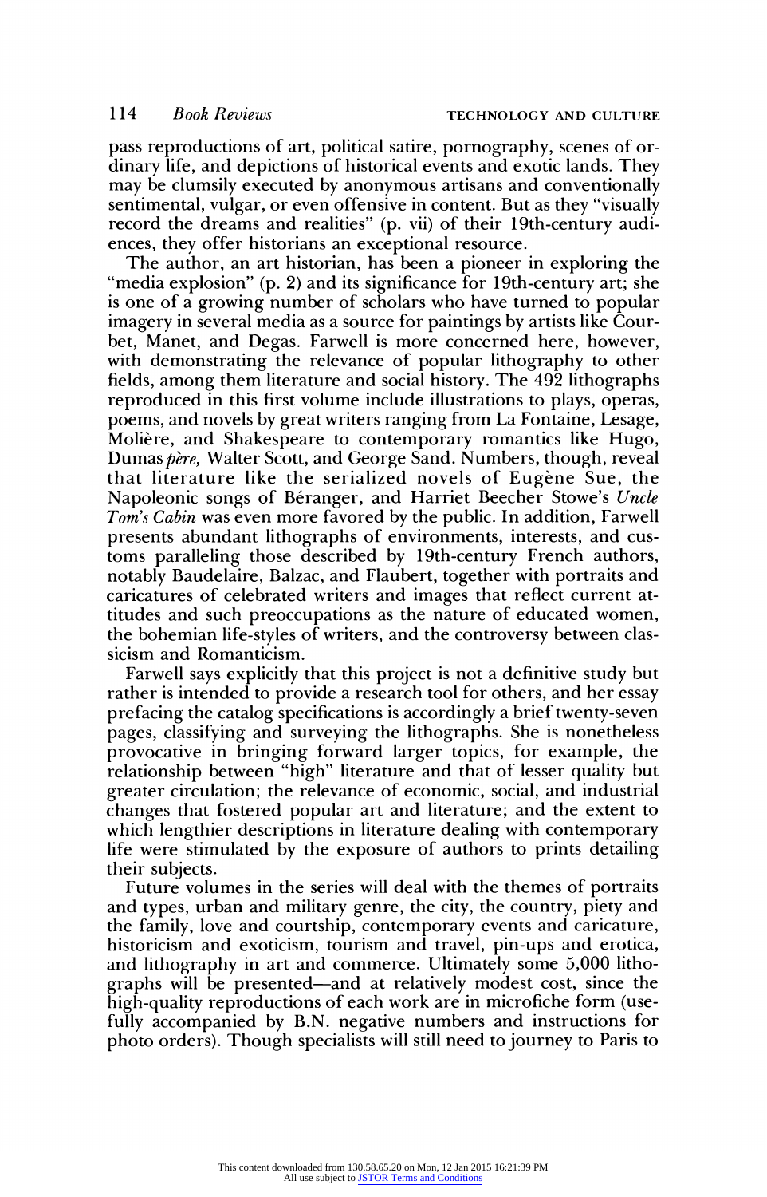pass reproductions of art, political satire, pornography, scenes of ordinary life, and depictions of historical events and exotic lands. They may be clumsily executed by anonymous artisans and conventionally sentimental, vulgar, or even offensive in content. But as they "visually record the dreams and realities" (p. vii) of their 19th-century audiences, they offer historians an exceptional resource.

The author, an art historian, has been a pioneer in exploring the "media explosion" (p. 2) and its significance for 19th-century art; she is one of a growing number of scholars who have turned to popular imagery in several media as a source for paintings by artists like Courbet, Manet, and Degas. Farwell is more concerned here, however, with demonstrating the relevance of popular lithography to other fields, among them literature and social history. The 492 lithographs reproduced in this first volume include illustrations to plays, operas, poems, and novels by great writers ranging from La Fontaine, Lesage, Molière, and Shakespeare to contemporary romantics like Hugo, Dumas *père,* Walter Scott, and George Sand. Numbers, though, reveal that literature like the serialized novels of Eugène Sue, the Napoleonic songs of Béranger, and Harriet Beecher Stowe's *Uncle Tom's Cabin* was even more favored by the public. In addition, Farwell presents abundant lithographs of environments, interests, and customs paralleling those described by 19th-century French authors, notably Baudelaire, Balzac, and Flaubert, together with portraits and caricatures of celebrated writers and images that reflect current attitudes and such preoccupations as the nature of educated women, the bohemian life-styles of writers, and the controversy between classicism and Romanticism.

Farwell says explicitly that this project is not a definitive study but rather is intended to provide a research tool for others, and her essay prefacing the catalog specifications is accordingly a brief twenty-seven pages, classifying and surveying the lithographs. She is nonetheless provocative in bringing forward larger topics, for example, the relationship between "high" literature and that of lesser quality but greater circulation; the relevance of economic, social, and industrial changes that fostered popular art and literature; and the extent to which lengthier descriptions in literature dealing with contemporary life were stimulated by the exposure of authors to prints detailing their subjects.

Future volumes in the series will deal with the themes of portraits and types, urban and military genre, the city, the country, piety and the family, love and courtship, contemporary events and caricature, historicism and exoticism, tourism and travel, pin-ups and erotica, and lithography in art and commerce. Ultimately some 5,000 lithographs will be presented—and at relatively modest cost, since the high-quality reproductions of each work are in microfiche form (usefully accompanied by B.N. negative numbers and instructions for photo orders). Though specialists will still need to journey to Paris to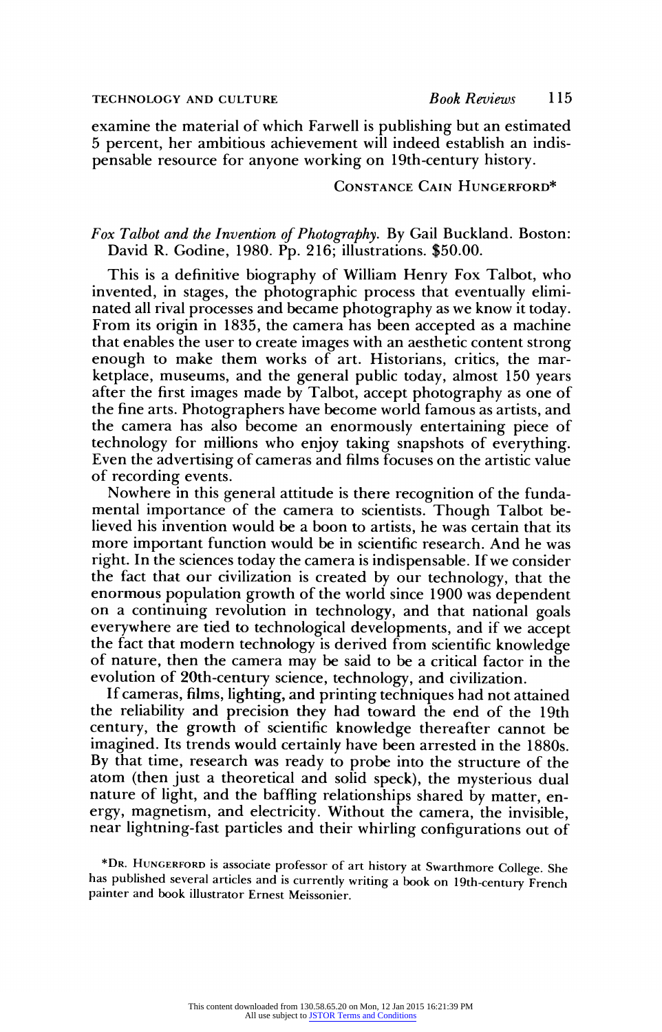examine the material of which Farwell is publishing but an estimated 5 percent, her ambitious achievement will indeed establish an indispensable resource for anyone working on 19th-century history.

Constance Cain Hungerford*

*Fox Talbot and the Invention of Photography.* By Gail Buckland. Boston: David R. Godine, 1980. Pp. 216; illustrations. $50.00.

This is a definitive biography of William Henry Fox Talbot, who invented, in stages, the photographic process that eventually eliminated all rival processes and became photography as we know it today. From its origin in 1835, the camera has been accepted as a machine that enables the user to create images with an aesthetic content strong enough to make them works of art. Historians, critics, the marketplace, museums, and the general public today, almost 150 years after the first images made by Talbot, accept photography as one of the fine arts. Photographers have become world famous as artists, and the camera has also become an enormously entertaining piece of technology for millions who enjoy taking snapshots of everything. Even the advertising of cameras and films focuses on the artistic value of recording events.

Nowhere in this general attitude is there recognition of the fundamental importance of the camera to scientists. Though Talbot believed his invention would be a boon to artists, he was certain that its more important function would be in scientific research. And he was right. In the sciences today the camera is indispensable. If we consider the fact that our civilization is created by our technology, that the enormous population growth of the world since 1900 was dependent on a continuing revolution in technology, and that national goals everywhere are tied to technological developments, and if we accept the fact that modern technology is derived from scientific knowledge of nature, then the camera may be said to be a critical factor in the evolution of 20th-century science, technology, and civilization.

If cameras, films, lighting, and printing techniques had not attained the reliability and precision they had toward the end of the 19th century, the growth of scientific knowledge thereafter cannot be imagined. Its trends would certainly have been arrested in the 1880s. By that time, research was ready to probe into the structure of the atom (then just a theoretical and solid speck), the mysterious dual nature of light, and the baffling relationships shared by matter, energy, magnetism, and electricity. Without the camera, the invisible, near lightning-fast particles and their whirling configurations out of

*Dr. Hungerford is associate professor of art history at Swarthmore College. She has published several articles and is currently writing a book on 19th-century French painter and book illustrator Ernest Meissonier.